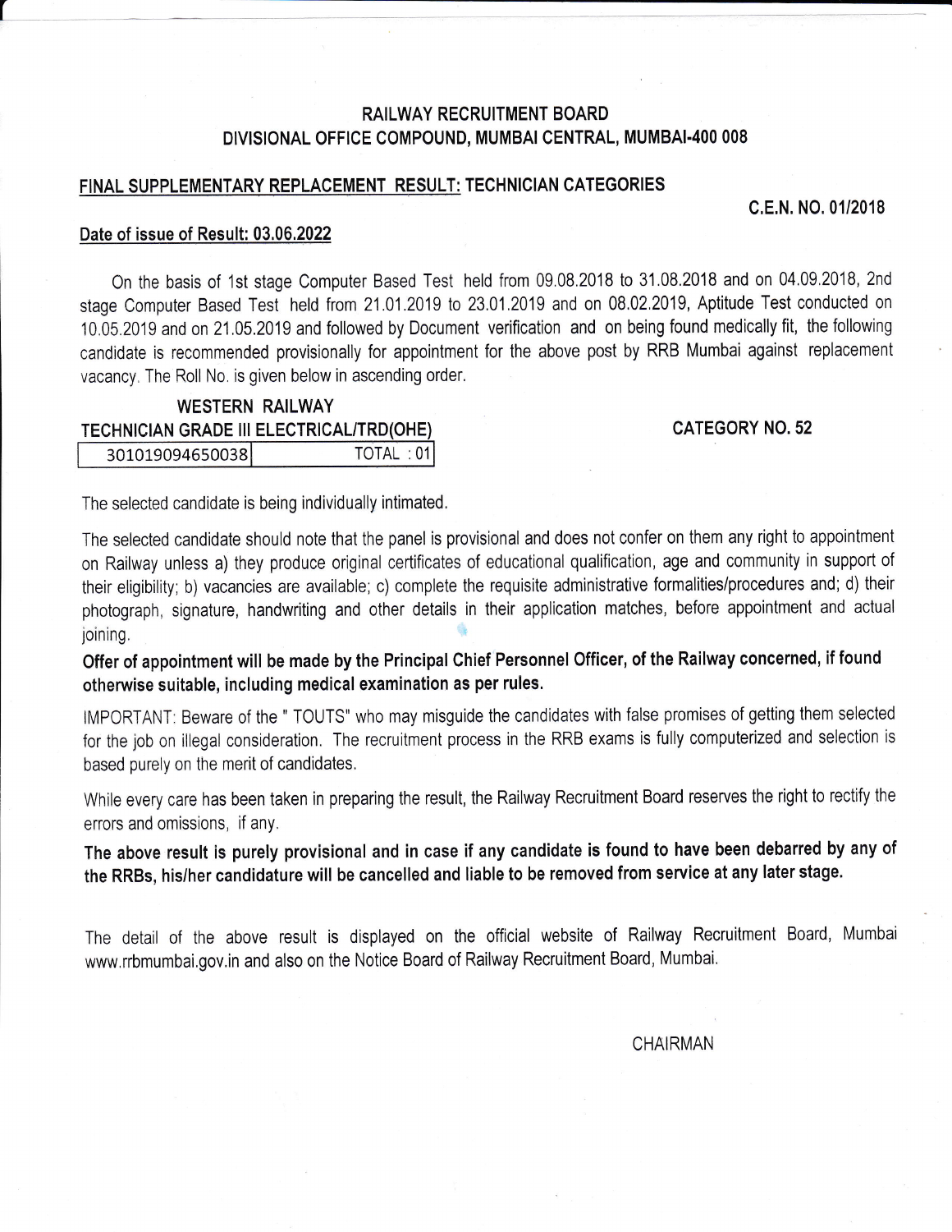# RAILWAY RECRUITMENT BOARD
## DIVISIONAL OFFICE COMPOUND, MUMBAI CENTRAL, MUMBAI-400 008

**FINAL SUPPLEMENTARY REPLACEMENT RESULT: TECHNICIAN CATEGORIES**

**C.E.N. NO. 01/2018**

**Date of issue of Result: 03.06.2022**

On the basis of 1st stage Computer Based Test held from 09.08.2018 to 31.08.2018 and on 04.09.2018, 2nd stage Computer Based Test held from 21.01.2019 to 23.01.2019 and on 08.02.2019, Aptitude Test conducted on 10.05.2019 and on 21.05.2019 and followed by Document verification and on being found medically fit, the following candidate is recommended provisionally for appointment for the above post by RRB Mumbai against replacement vacancy. The Roll No. is given below in ascending order.

**WESTERN RAILWAY**

**TECHNICIAN GRADE III ELECTRICAL/TRD(OHE)** **CATEGORY NO. 52**

| 301019094650038 | TOTAL : 01 |
|---|---|

The selected candidate is being individually intimated.

The selected candidate should note that the panel is provisional and does not confer on them any right to appointment on Railway unless a) they produce original certificates of educational qualification, age and community in support of their eligibility; b) vacancies are available; c) complete the requisite administrative formalities/procedures and; d) their photograph, signature, handwriting and other details in their application matches, before appointment and actual joining.

**Offer of appointment will be made by the Principal Chief Personnel Officer, of the Railway concerned, if found otherwise suitable, including medical examination as per rules.**

IMPORTANT: Beware of the " TOUTS" who may misguide the candidates with false promises of getting them selected for the job on illegal consideration. The recruitment process in the RRB exams is fully computerized and selection is based purely on the merit of candidates.

While every care has been taken in preparing the result, the Railway Recruitment Board reserves the right to rectify the errors and omissions, if any.

**The above result is purely provisional and in case if any candidate is found to have been debarred by any of the RRBs, his/her candidature will be cancelled and liable to be removed from service at any later stage.**

The detail of the above result is displayed on the official website of Railway Recruitment Board, Mumbai www.rrbmumbai.gov.in and also on the Notice Board of Railway Recruitment Board, Mumbai.

CHAIRMAN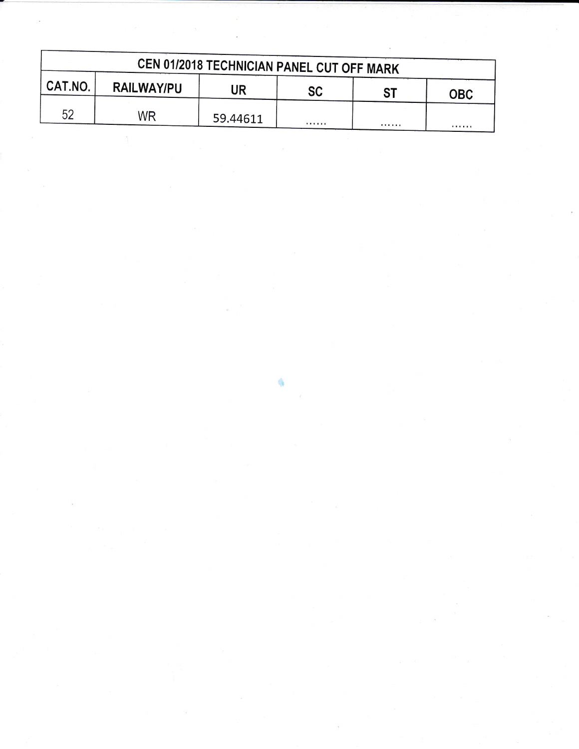| CEN 01/2018 TECHNICIAN PANEL CUT OFF MARK | | | | | |
|---|---|---|---|---|---|
| CAT.NO. | RAILWAY/PU | UR | SC | ST | OBC |
| 52 | WR | 59.44611 | ...... | ...... | ...... |